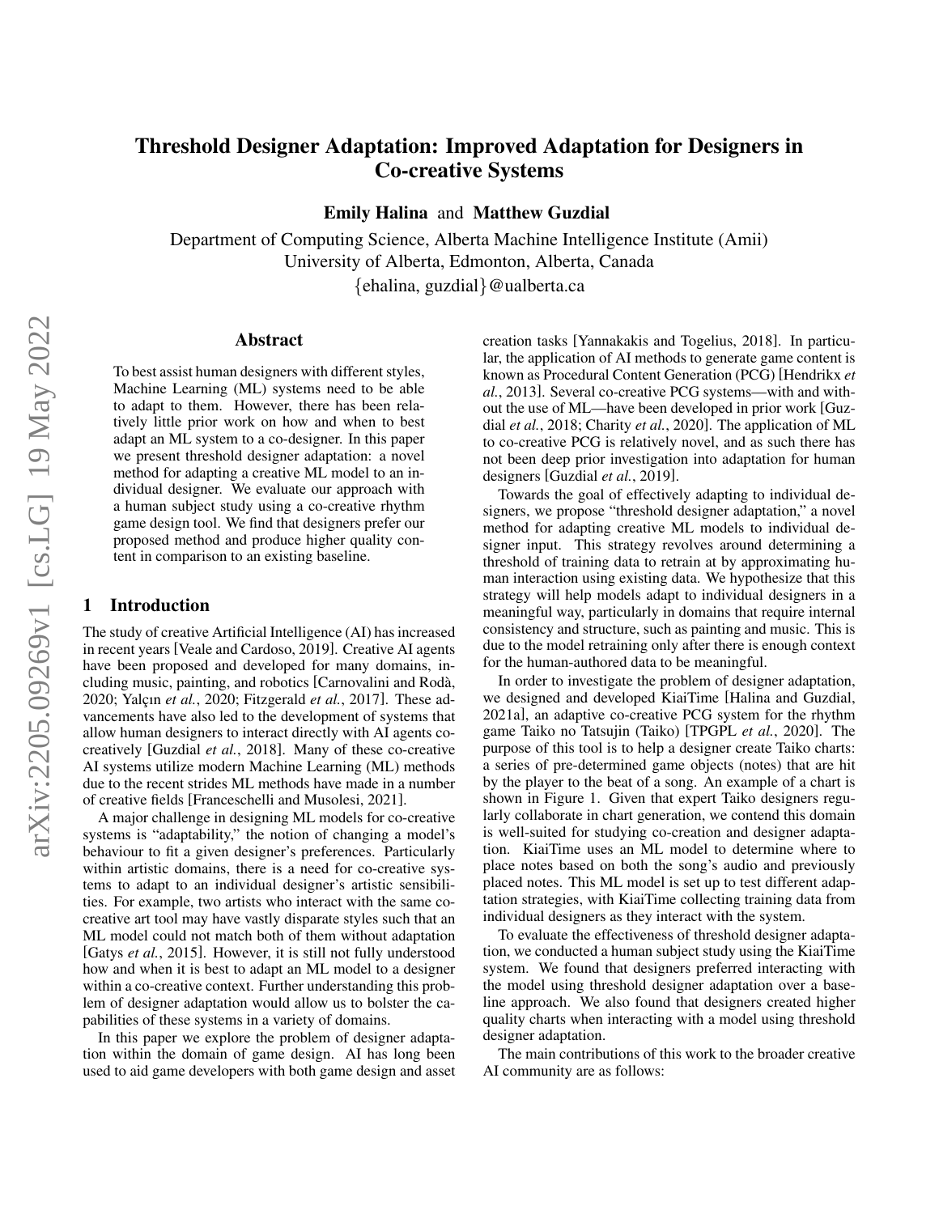# Threshold Designer Adaptation: Improved Adaptation for Designers in Co-creative Systems

**Emily Halina** and **Matthew Guzdial**

Department of Computing Science, Alberta Machine Intelligence Institute (Amii)
University of Alberta, Edmonton, Alberta, Canada
{ehalina, guzdial}@ualberta.ca

## Abstract

To best assist human designers with different styles, Machine Learning (ML) systems need to be able to adapt to them. However, there has been relatively little prior work on how and when to best adapt an ML system to a co-designer. In this paper we present threshold designer adaptation: a novel method for adapting a creative ML model to an individual designer. We evaluate our approach with a human subject study using a co-creative rhythm game design tool. We find that designers prefer our proposed method and produce higher quality content in comparison to an existing baseline.

## 1 Introduction

The study of creative Artificial Intelligence (AI) has increased in recent years [Veale and Cardoso, 2019]. Creative AI agents have been proposed and developed for many domains, including music, painting, and robotics [Carnovalini and Rodà, 2020; Yalçın *et al.*, 2020; Fitzgerald *et al.*, 2017]. These advancements have also led to the development of systems that allow human designers to interact directly with AI agents co-creatively [Guzdial *et al.*, 2018]. Many of these co-creative AI systems utilize modern Machine Learning (ML) methods due to the recent strides ML methods have made in a number of creative fields [Franceschelli and Musolesi, 2021].

A major challenge in designing ML models for co-creative systems is "adaptability," the notion of changing a model's behaviour to fit a given designer's preferences. Particularly within artistic domains, there is a need for co-creative systems to adapt to an individual designer's artistic sensibilities. For example, two artists who interact with the same co-creative art tool may have vastly disparate styles such that an ML model could not match both of them without adaptation [Gatys *et al.*, 2015]. However, it is still not fully understood how and when it is best to adapt an ML model to a designer within a co-creative context. Further understanding this problem of designer adaptation would allow us to bolster the capabilities of these systems in a variety of domains.

In this paper we explore the problem of designer adaptation within the domain of game design. AI has long been used to aid game developers with both game design and asset creation tasks [Yannakakis and Togelius, 2018]. In particular, the application of AI methods to generate game content is known as Procedural Content Generation (PCG) [Hendrikx *et al.*, 2013]. Several co-creative PCG systems—with and without the use of ML—have been developed in prior work [Guzdial *et al.*, 2018; Charity *et al.*, 2020]. The application of ML to co-creative PCG is relatively novel, and as such there has not been deep prior investigation into adaptation for human designers [Guzdial *et al.*, 2019].

Towards the goal of effectively adapting to individual designers, we propose "threshold designer adaptation," a novel method for adapting creative ML models to individual designer input. This strategy revolves around determining a threshold of training data to retrain at by approximating human interaction using existing data. We hypothesize that this strategy will help models adapt to individual designers in a meaningful way, particularly in domains that require internal consistency and structure, such as painting and music. This is due to the model retraining only after there is enough context for the human-authored data to be meaningful.

In order to investigate the problem of designer adaptation, we designed and developed KiaiTime [Halina and Guzdial, 2021a], an adaptive co-creative PCG system for the rhythm game Taiko no Tatsujin (Taiko) [TPGPL *et al.*, 2020]. The purpose of this tool is to help a designer create Taiko charts: a series of pre-determined game objects (notes) that are hit by the player to the beat of a song. An example of a chart is shown in Figure 1. Given that expert Taiko designers regularly collaborate in chart generation, we contend this domain is well-suited for studying co-creation and designer adaptation. KiaiTime uses an ML model to determine where to place notes based on both the song's audio and previously placed notes. This ML model is set up to test different adaptation strategies, with KiaiTime collecting training data from individual designers as they interact with the system.

To evaluate the effectiveness of threshold designer adaptation, we conducted a human subject study using the KiaiTime system. We found that designers preferred interacting with the model using threshold designer adaptation over a baseline approach. We also found that designers created higher quality charts when interacting with a model using threshold designer adaptation.

The main contributions of this work to the broader creative AI community are as follows: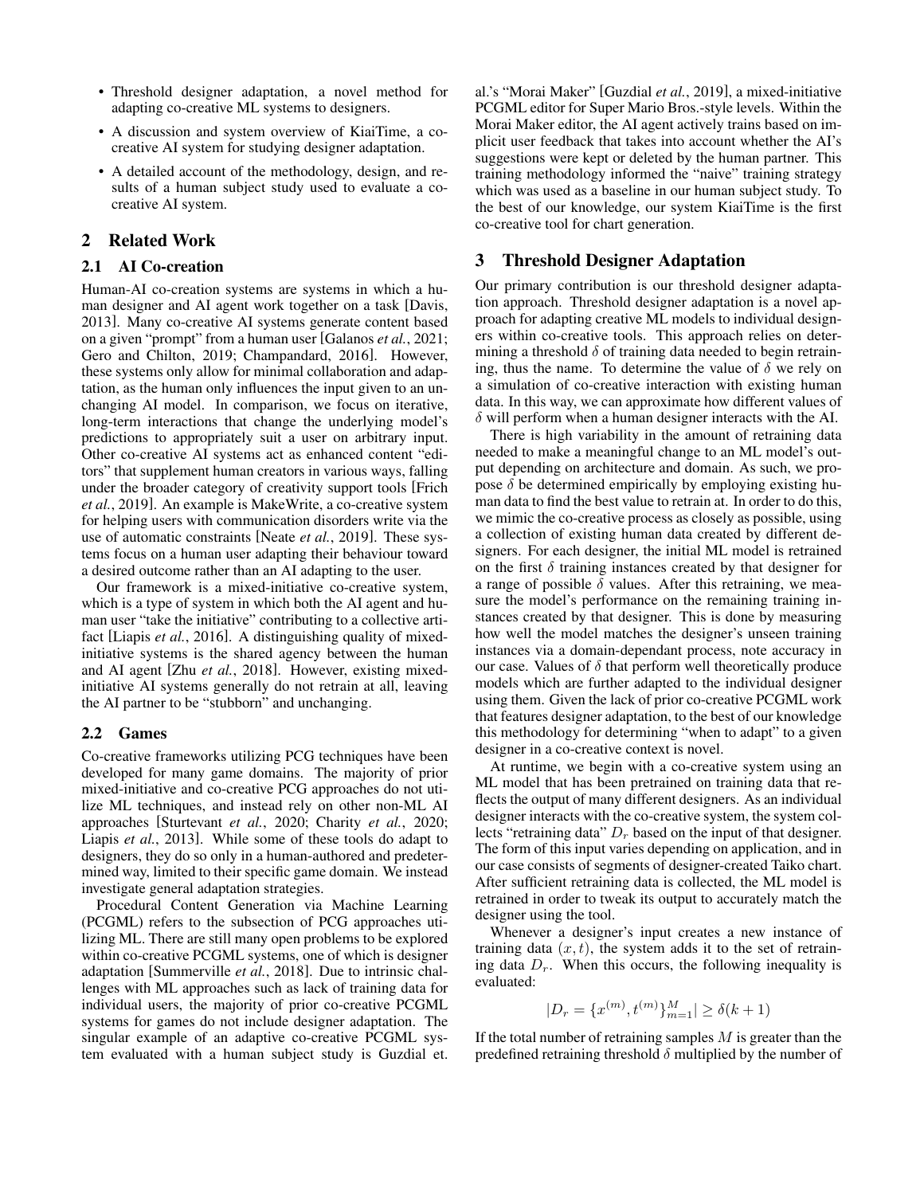- Threshold designer adaptation, a novel method for adapting co-creative ML systems to designers.
- A discussion and system overview of KiaiTime, a co-creative AI system for studying designer adaptation.
- A detailed account of the methodology, design, and results of a human subject study used to evaluate a co-creative AI system.

## 2 Related Work

### 2.1 AI Co-creation

Human-AI co-creation systems are systems in which a human designer and AI agent work together on a task [Davis, 2013]. Many co-creative AI systems generate content based on a given "prompt" from a human user [Galanos *et al.*, 2021; Gero and Chilton, 2019; Champandard, 2016]. However, these systems only allow for minimal collaboration and adaptation, as the human only influences the input given to an unchanging AI model. In comparison, we focus on iterative, long-term interactions that change the underlying model's predictions to appropriately suit a user on arbitrary input. Other co-creative AI systems act as enhanced content "editors" that supplement human creators in various ways, falling under the broader category of creativity support tools [Frich *et al.*, 2019]. An example is MakeWrite, a co-creative system for helping users with communication disorders write via the use of automatic constraints [Neate *et al.*, 2019]. These systems focus on a human user adapting their behaviour toward a desired outcome rather than an AI adapting to the user.

Our framework is a mixed-initiative co-creative system, which is a type of system in which both the AI agent and human user "take the initiative" contributing to a collective artifact [Liapis *et al.*, 2016]. A distinguishing quality of mixed-initiative systems is the shared agency between the human and AI agent [Zhu *et al.*, 2018]. However, existing mixed-initiative AI systems generally do not retrain at all, leaving the AI partner to be "stubborn" and unchanging.

### 2.2 Games

Co-creative frameworks utilizing PCG techniques have been developed for many game domains. The majority of prior mixed-initiative and co-creative PCG approaches do not utilize ML techniques, and instead rely on other non-ML AI approaches [Sturtevant *et al.*, 2020; Charity *et al.*, 2020; Liapis *et al.*, 2013]. While some of these tools do adapt to designers, they do so only in a human-authored and predetermined way, limited to their specific game domain. We instead investigate general adaptation strategies.

Procedural Content Generation via Machine Learning (PCGML) refers to the subsection of PCG approaches utilizing ML. There are still many open problems to be explored within co-creative PCGML systems, one of which is designer adaptation [Summerville *et al.*, 2018]. Due to intrinsic challenges with ML approaches such as lack of training data for individual users, the majority of prior co-creative PCGML systems for games do not include designer adaptation. The singular example of an adaptive co-creative PCGML system evaluated with a human subject study is Guzdial et. al.'s "Morai Maker" [Guzdial *et al.*, 2019], a mixed-initiative PCGML editor for Super Mario Bros.-style levels. Within the Morai Maker editor, the AI agent actively trains based on implicit user feedback that takes into account whether the AI's suggestions were kept or deleted by the human partner. This training methodology informed the "naive" training strategy which was used as a baseline in our human subject study. To the best of our knowledge, our system KiaiTime is the first co-creative tool for chart generation.

## 3 Threshold Designer Adaptation

Our primary contribution is our threshold designer adaptation approach. Threshold designer adaptation is a novel approach for adapting creative ML models to individual designers within co-creative tools. This approach relies on determining a threshold $\delta$ of training data needed to begin retraining, thus the name. To determine the value of $\delta$ we rely on a simulation of co-creative interaction with existing human data. In this way, we can approximate how different values of $\delta$ will perform when a human designer interacts with the AI.

There is high variability in the amount of retraining data needed to make a meaningful change to an ML model's output depending on architecture and domain. As such, we propose $\delta$ be determined empirically by employing existing human data to find the best value to retrain at. In order to do this, we mimic the co-creative process as closely as possible, using a collection of existing human data created by different designers. For each designer, the initial ML model is retrained on the first $\delta$ training instances created by that designer for a range of possible $\delta$ values. After this retraining, we measure the model's performance on the remaining training instances created by that designer. This is done by measuring how well the model matches the designer's unseen training instances via a domain-dependant process, note accuracy in our case. Values of $\delta$ that perform well theoretically produce models which are further adapted to the individual designer using them. Given the lack of prior co-creative PCGML work that features designer adaptation, to the best of our knowledge this methodology for determining "when to adapt" to a given designer in a co-creative context is novel.

At runtime, we begin with a co-creative system using an ML model that has been pretrained on training data that reflects the output of many different designers. As an individual designer interacts with the co-creative system, the system collects "retraining data" $D_r$ based on the input of that designer. The form of this input varies depending on application, and in our case consists of segments of designer-created Taiko chart. After sufficient retraining data is collected, the ML model is retrained in order to tweak its output to accurately match the designer using the tool.

Whenever a designer's input creates a new instance of training data $(x, t)$, the system adds it to the set of retraining data $D_r$. When this occurs, the following inequality is evaluated:

$$|D_r = \{x^{(m)}, t^{(m)}\}_{m=1}^{M}| \geq \delta(k+1)$$

If the total number of retraining samples $M$ is greater than the predefined retraining threshold $\delta$ multiplied by the number of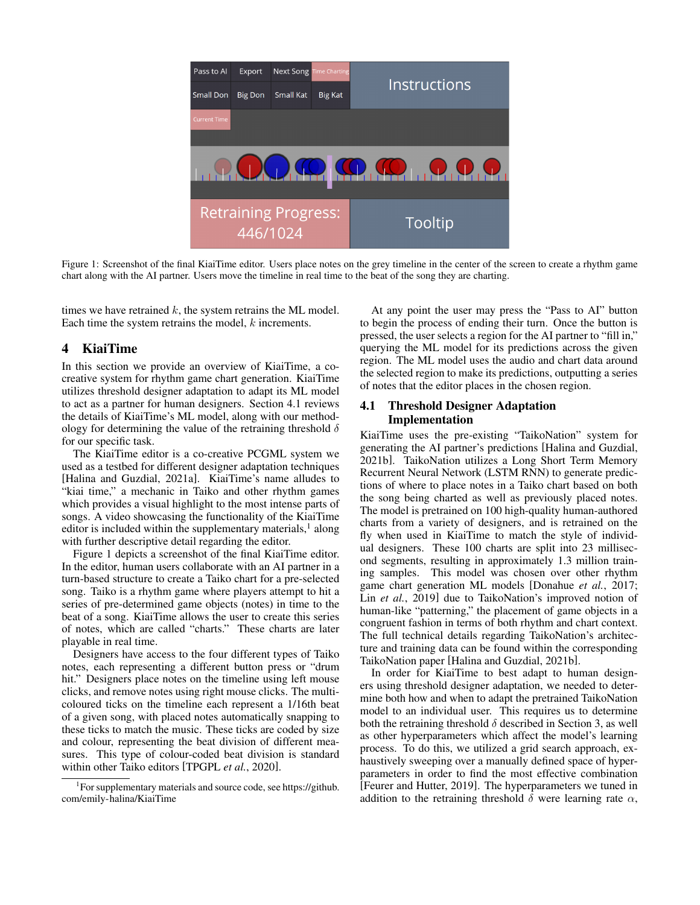Figure 1: Screenshot of the final KiaiTime editor. Users place notes on the grey timeline in the center of the screen to create a rhythm game chart along with the AI partner. Users move the timeline in real time to the beat of the song they are charting.

times we have retrained $k$, the system retrains the ML model. Each time the system retrains the model, $k$ increments.

# 4 KiaiTime

In this section we provide an overview of KiaiTime, a co-creative system for rhythm game chart generation. KiaiTime utilizes threshold designer adaptation to adapt its ML model to act as a partner for human designers. Section 4.1 reviews the details of KiaiTime's ML model, along with our methodology for determining the value of the retraining threshold $\delta$ for our specific task.

The KiaiTime editor is a co-creative PCGML system we used as a testbed for different designer adaptation techniques [Halina and Guzdial, 2021a]. KiaiTime's name alludes to "kiai time," a mechanic in Taiko and other rhythm games which provides a visual highlight to the most intense parts of songs. A video showcasing the functionality of the KiaiTime editor is included within the supplementary materials,[1] along with further descriptive detail regarding the editor.

Figure 1 depicts a screenshot of the final KiaiTime editor. In the editor, human users collaborate with an AI partner in a turn-based structure to create a Taiko chart for a pre-selected song. Taiko is a rhythm game where players attempt to hit a series of pre-determined game objects (notes) in time to the beat of a song. KiaiTime allows the user to create this series of notes, which are called "charts." These charts are later playable in real time.

Designers have access to the four different types of Taiko notes, each representing a different button press or "drum hit." Designers place notes on the timeline using left mouse clicks, and remove notes using right mouse clicks. The multi-coloured ticks on the timeline each represent a 1/16th beat of a given song, with placed notes automatically snapping to these ticks to match the music. These ticks are coded by size and colour, representing the beat division of different measures. This type of colour-coded beat division is standard within other Taiko editors [TPGPL *et al.*, 2020].

[1]For supplementary materials and source code, see https://github.com/emily-halina/KiaiTime

At any point the user may press the "Pass to AI" button to begin the process of ending their turn. Once the button is pressed, the user selects a region for the AI partner to "fill in," querying the ML model for its predictions across the given region. The ML model uses the audio and chart data around the selected region to make its predictions, outputting a series of notes that the editor places in the chosen region.

## 4.1 Threshold Designer Adaptation Implementation

KiaiTime uses the pre-existing "TaikoNation" system for generating the AI partner's predictions [Halina and Guzdial, 2021b]. TaikoNation utilizes a Long Short Term Memory Recurrent Neural Network (LSTM RNN) to generate predictions of where to place notes in a Taiko chart based on both the song being charted as well as previously placed notes. The model is pretrained on 100 high-quality human-authored charts from a variety of designers, and is retrained on the fly when used in KiaiTime to match the style of individual designers. These 100 charts are split into 23 millisecond segments, resulting in approximately 1.3 million training samples. This model was chosen over other rhythm game chart generation ML models [Donahue *et al.*, 2017; Lin *et al.*, 2019] due to TaikoNation's improved notion of human-like "patterning," the placement of game objects in a congruent fashion in terms of both rhythm and chart context. The full technical details regarding TaikoNation's architecture and training data can be found within the corresponding TaikoNation paper [Halina and Guzdial, 2021b].

In order for KiaiTime to best adapt to human designers using threshold designer adaptation, we needed to determine both how and when to adapt the pretrained TaikoNation model to an individual user. This requires us to determine both the retraining threshold $\delta$ described in Section 3, as well as other hyperparameters which affect the model's learning process. To do this, we utilized a grid search approach, exhaustively sweeping over a manually defined space of hyperparameters in order to find the most effective combination [Feurer and Hutter, 2019]. The hyperparameters we tuned in addition to the retraining threshold $\delta$ were learning rate $\alpha$,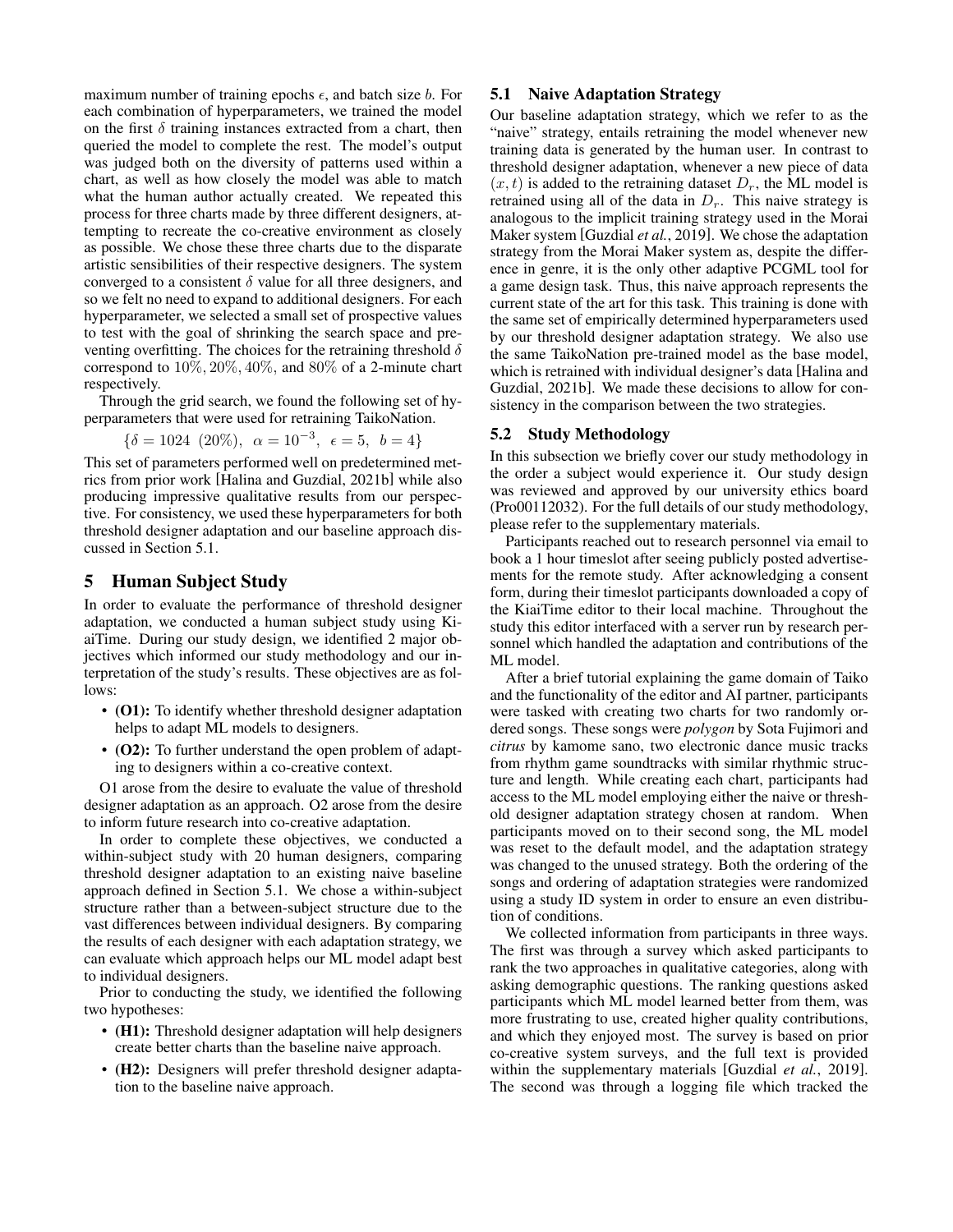maximum number of training epochs $\epsilon$, and batch size $b$. For each combination of hyperparameters, we trained the model on the first $\delta$ training instances extracted from a chart, then queried the model to complete the rest. The model's output was judged both on the diversity of patterns used within a chart, as well as how closely the model was able to match what the human author actually created. We repeated this process for three charts made by three different designers, attempting to recreate the co-creative environment as closely as possible. We chose these three charts due to the disparate artistic sensibilities of their respective designers. The system converged to a consistent $\delta$ value for all three designers, and so we felt no need to expand to additional designers. For each hyperparameter, we selected a small set of prospective values to test with the goal of shrinking the search space and preventing overfitting. The choices for the retraining threshold $\delta$ correspond to $10\%, 20\%, 40\%$, and $80\%$ of a 2-minute chart respectively.

Through the grid search, we found the following set of hyperparameters that were used for retraining TaikoNation.

$$\{\delta = 1024\ \ (20\%),\ \ \alpha = 10^{-3},\ \ \epsilon = 5,\ \ b = 4\}$$

This set of parameters performed well on predetermined metrics from prior work [Halina and Guzdial, 2021b] while also producing impressive qualitative results from our perspective. For consistency, we used these hyperparameters for both threshold designer adaptation and our baseline approach discussed in Section 5.1.

# 5 Human Subject Study

In order to evaluate the performance of threshold designer adaptation, we conducted a human subject study using KiaiTime. During our study design, we identified 2 major objectives which informed our study methodology and our interpretation of the study's results. These objectives are as follows:

- **(O1):** To identify whether threshold designer adaptation helps to adapt ML models to designers.
- **(O2):** To further understand the open problem of adapting to designers within a co-creative context.

O1 arose from the desire to evaluate the value of threshold designer adaptation as an approach. O2 arose from the desire to inform future research into co-creative adaptation.

In order to complete these objectives, we conducted a within-subject study with 20 human designers, comparing threshold designer adaptation to an existing naive baseline approach defined in Section 5.1. We chose a within-subject structure rather than a between-subject structure due to the vast differences between individual designers. By comparing the results of each designer with each adaptation strategy, we can evaluate which approach helps our ML model adapt best to individual designers.

Prior to conducting the study, we identified the following two hypotheses:

- **(H1):** Threshold designer adaptation will help designers create better charts than the baseline naive approach.
- **(H2):** Designers will prefer threshold designer adaptation to the baseline naive approach.

## 5.1 Naive Adaptation Strategy

Our baseline adaptation strategy, which we refer to as the "naive" strategy, entails retraining the model whenever new training data is generated by the human user. In contrast to threshold designer adaptation, whenever a new piece of data $(x, t)$ is added to the retraining dataset $D_r$, the ML model is retrained using all of the data in $D_r$. This naive strategy is analogous to the implicit training strategy used in the Morai Maker system [Guzdial *et al.*, 2019]. We chose the adaptation strategy from the Morai Maker system as, despite the difference in genre, it is the only other adaptive PCGML tool for a game design task. Thus, this naive approach represents the current state of the art for this task. This training is done with the same set of empirically determined hyperparameters used by our threshold designer adaptation strategy. We also use the same TaikoNation pre-trained model as the base model, which is retrained with individual designer's data [Halina and Guzdial, 2021b]. We made these decisions to allow for consistency in the comparison between the two strategies.

## 5.2 Study Methodology

In this subsection we briefly cover our study methodology in the order a subject would experience it. Our study design was reviewed and approved by our university ethics board (Pro00112032). For the full details of our study methodology, please refer to the supplementary materials.

Participants reached out to research personnel via email to book a 1 hour timeslot after seeing publicly posted advertisements for the remote study. After acknowledging a consent form, during their timeslot participants downloaded a copy of the KiaiTime editor to their local machine. Throughout the study this editor interfaced with a server run by research personnel which handled the adaptation and contributions of the ML model.

After a brief tutorial explaining the game domain of Taiko and the functionality of the editor and AI partner, participants were tasked with creating two charts for two randomly ordered songs. These songs were *polygon* by Sota Fujimori and *citrus* by kamome sano, two electronic dance music tracks from rhythm game soundtracks with similar rhythmic structure and length. While creating each chart, participants had access to the ML model employing either the naive or threshold designer adaptation strategy chosen at random. When participants moved on to their second song, the ML model was reset to the default model, and the adaptation strategy was changed to the unused strategy. Both the ordering of the songs and ordering of adaptation strategies were randomized using a study ID system in order to ensure an even distribution of conditions.

We collected information from participants in three ways. The first was through a survey which asked participants to rank the two approaches in qualitative categories, along with asking demographic questions. The ranking questions asked participants which ML model learned better from them, was more frustrating to use, created higher quality contributions, and which they enjoyed most. The survey is based on prior co-creative system surveys, and the full text is provided within the supplementary materials [Guzdial *et al.*, 2019]. The second was through a logging file which tracked the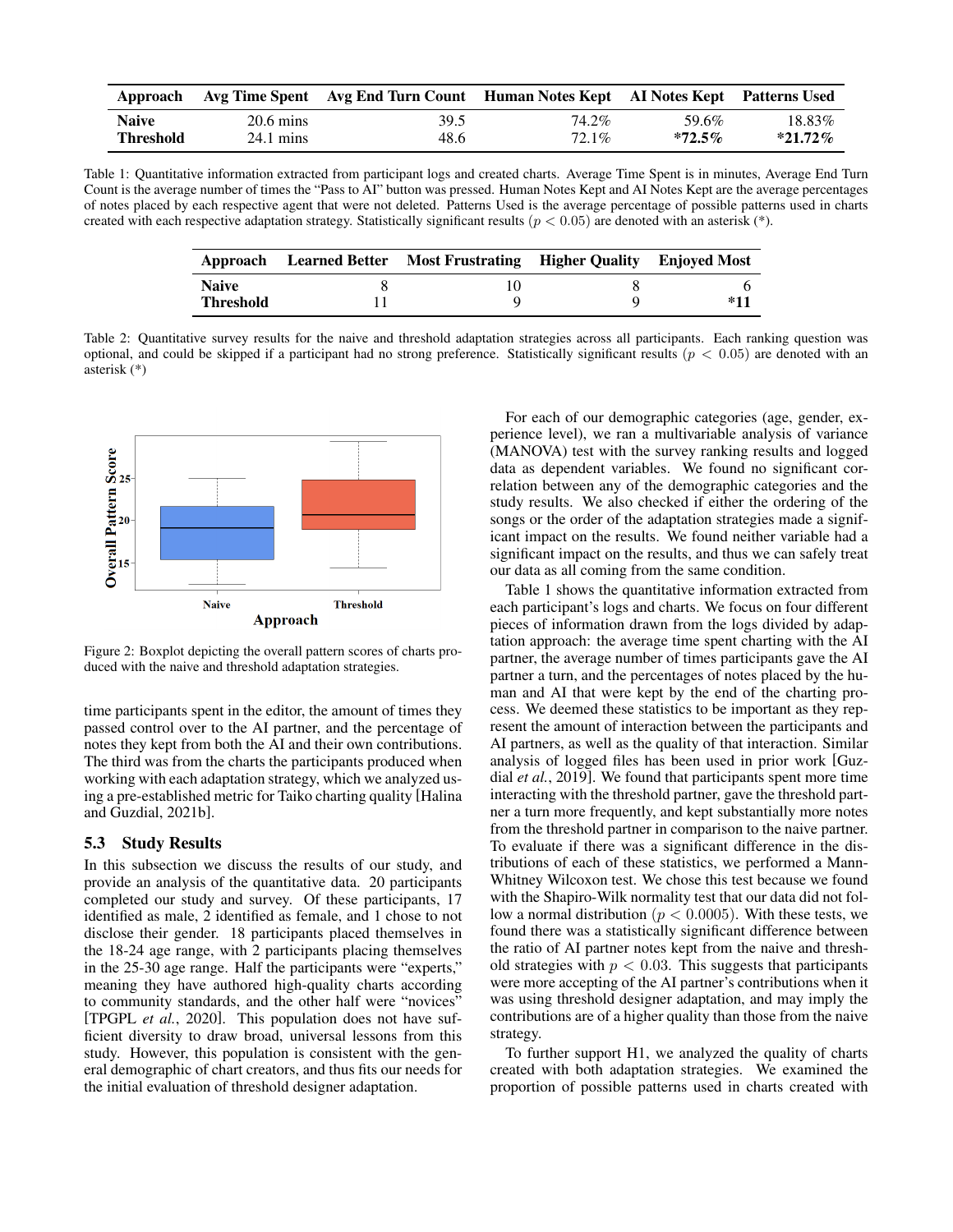| Approach | Avg Time Spent | Avg End Turn Count | Human Notes Kept | AI Notes Kept | Patterns Used |
|---|---|---|---|---|---|
| **Naive** | 20.6 mins | 39.5 | 74.2% | 59.6% | 18.83% |
| **Threshold** | 24.1 mins | 48.6 | 72.1% | ***72.5%** | ***21.72%** |

Table 1: Quantitative information extracted from participant logs and created charts. Average Time Spent is in minutes, Average End Turn Count is the average number of times the "Pass to AI" button was pressed. Human Notes Kept and AI Notes Kept are the average percentages of notes placed by each respective agent that were not deleted. Patterns Used is the average percentage of possible patterns used in charts created with each respective adaptation strategy. Statistically significant results ($p < 0.05$) are denoted with an asterisk (*).

| Approach | Learned Better | Most Frustrating | Higher Quality | Enjoyed Most |
|---|---|---|---|---|
| **Naive** | 8 | 10 | 8 | 6 |
| **Threshold** | 11 | 9 | 9 | ***11** |

Table 2: Quantitative survey results for the naive and threshold adaptation strategies across all participants. Each ranking question was optional, and could be skipped if a participant had no strong preference. Statistically significant results ($p < 0.05$) are denoted with an asterisk (*)

Figure 2: Boxplot depicting the overall pattern scores of charts produced with the naive and threshold adaptation strategies.

time participants spent in the editor, the amount of times they passed control over to the AI partner, and the percentage of notes they kept from both the AI and their own contributions. The third was from the charts the participants produced when working with each adaptation strategy, which we analyzed using a pre-established metric for Taiko charting quality [Halina and Guzdial, 2021b].

### 5.3 Study Results

In this subsection we discuss the results of our study, and provide an analysis of the quantitative data. 20 participants completed our study and survey. Of these participants, 17 identified as male, 2 identified as female, and 1 chose to not disclose their gender. 18 participants placed themselves in the 18-24 age range, with 2 participants placing themselves in the 25-30 age range. Half the participants were "experts," meaning they have authored high-quality charts according to community standards, and the other half were "novices" [TPGPL *et al.*, 2020]. This population does not have sufficient diversity to draw broad, universal lessons from this study. However, this population is consistent with the general demographic of chart creators, and thus fits our needs for the initial evaluation of threshold designer adaptation.

For each of our demographic categories (age, gender, experience level), we ran a multivariable analysis of variance (MANOVA) test with the survey ranking results and logged data as dependent variables. We found no significant correlation between any of the demographic categories and the study results. We also checked if either the ordering of the songs or the order of the adaptation strategies made a significant impact on the results. We found neither variable had a significant impact on the results, and thus we can safely treat our data as all coming from the same condition.

Table 1 shows the quantitative information extracted from each participant's logs and charts. We focus on four different pieces of information drawn from the logs divided by adaptation approach: the average time spent charting with the AI partner, the average number of times participants gave the AI partner a turn, and the percentages of notes placed by the human and AI that were kept by the end of the charting process. We deemed these statistics to be important as they represent the amount of interaction between the participants and AI partners, as well as the quality of that interaction. Similar analysis of logged files has been used in prior work [Guzdial *et al.*, 2019]. We found that participants spent more time interacting with the threshold partner, gave the threshold partner a turn more frequently, and kept substantially more notes from the threshold partner in comparison to the naive partner. To evaluate if there was a significant difference in the distributions of each of these statistics, we performed a Mann-Whitney Wilcoxon test. We chose this test because we found with the Shapiro-Wilk normality test that our data did not follow a normal distribution ($p < 0.0005$). With these tests, we found there was a statistically significant difference between the ratio of AI partner notes kept from the naive and threshold strategies with $p < 0.03$. This suggests that participants were more accepting of the AI partner's contributions when it was using threshold designer adaptation, and may imply the contributions are of a higher quality than those from the naive strategy.

To further support H1, we analyzed the quality of charts created with both adaptation strategies. We examined the proportion of possible patterns used in charts created with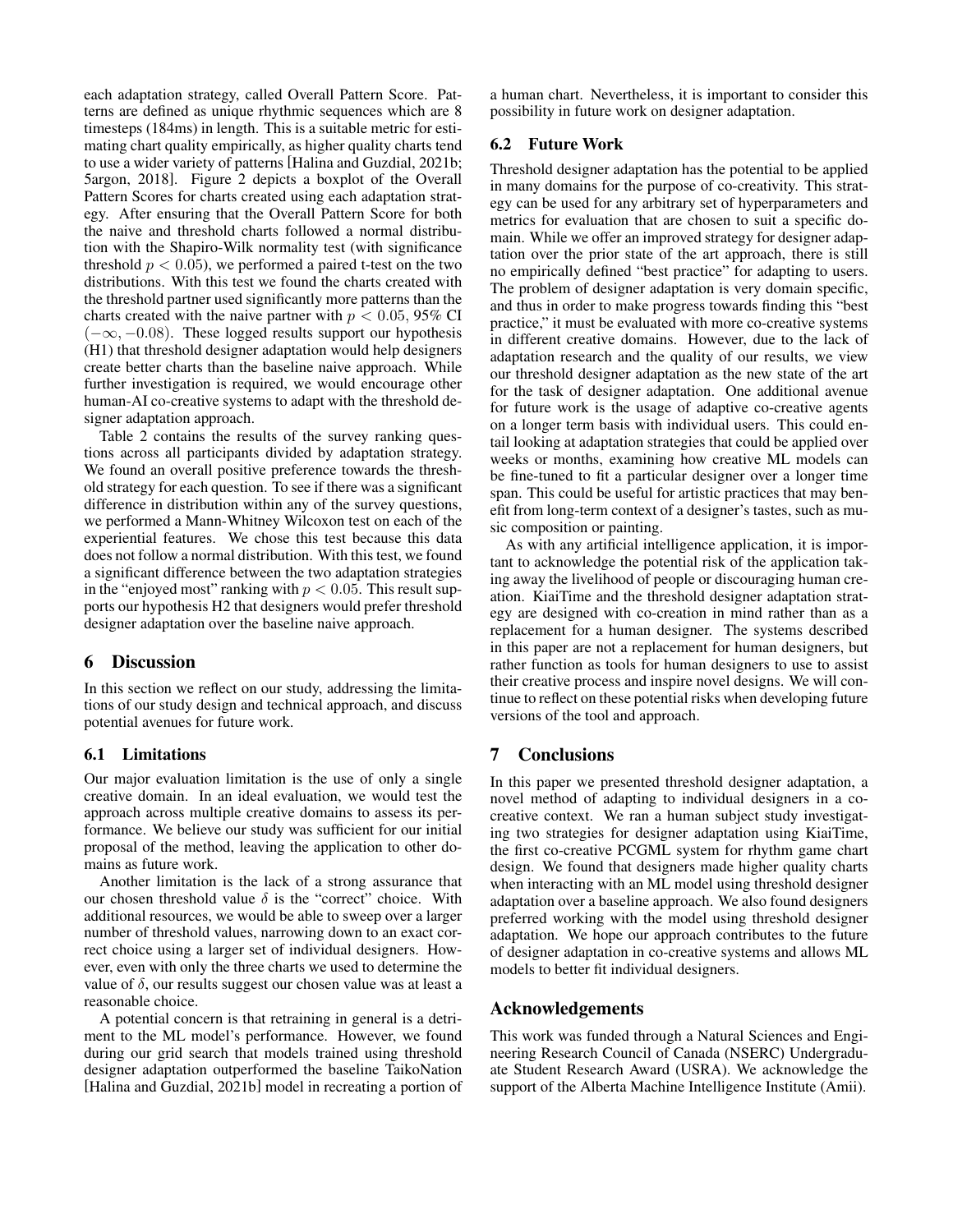each adaptation strategy, called Overall Pattern Score. Patterns are defined as unique rhythmic sequences which are 8 timesteps (184ms) in length. This is a suitable metric for estimating chart quality empirically, as higher quality charts tend to use a wider variety of patterns [Halina and Guzdial, 2021b; 5argon, 2018]. Figure 2 depicts a boxplot of the Overall Pattern Scores for charts created using each adaptation strategy. After ensuring that the Overall Pattern Score for both the naive and threshold charts followed a normal distribution with the Shapiro-Wilk normality test (with significance threshold $p < 0.05$), we performed a paired t-test on the two distributions. With this test we found the charts created with the threshold partner used significantly more patterns than the charts created with the naive partner with $p < 0.05$, 95% CI $(-\infty, -0.08)$. These logged results support our hypothesis (H1) that threshold designer adaptation would help designers create better charts than the baseline naive approach. While further investigation is required, we would encourage other human-AI co-creative systems to adapt with the threshold designer adaptation approach.

Table 2 contains the results of the survey ranking questions across all participants divided by adaptation strategy. We found an overall positive preference towards the threshold strategy for each question. To see if there was a significant difference in distribution within any of the survey questions, we performed a Mann-Whitney Wilcoxon test on each of the experiential features. We chose this test because this data does not follow a normal distribution. With this test, we found a significant difference between the two adaptation strategies in the "enjoyed most" ranking with $p < 0.05$. This result supports our hypothesis H2 that designers would prefer threshold designer adaptation over the baseline naive approach.

# 6 Discussion

In this section we reflect on our study, addressing the limitations of our study design and technical approach, and discuss potential avenues for future work.

## 6.1 Limitations

Our major evaluation limitation is the use of only a single creative domain. In an ideal evaluation, we would test the approach across multiple creative domains to assess its performance. We believe our study was sufficient for our initial proposal of the method, leaving the application to other domains as future work.

Another limitation is the lack of a strong assurance that our chosen threshold value $\delta$ is the "correct" choice. With additional resources, we would be able to sweep over a larger number of threshold values, narrowing down to an exact correct choice using a larger set of individual designers. However, even with only the three charts we used to determine the value of $\delta$, our results suggest our chosen value was at least a reasonable choice.

A potential concern is that retraining in general is a detriment to the ML model's performance. However, we found during our grid search that models trained using threshold designer adaptation outperformed the baseline TaikoNation [Halina and Guzdial, 2021b] model in recreating a portion of a human chart. Nevertheless, it is important to consider this possibility in future work on designer adaptation.

## 6.2 Future Work

Threshold designer adaptation has the potential to be applied in many domains for the purpose of co-creativity. This strategy can be used for any arbitrary set of hyperparameters and metrics for evaluation that are chosen to suit a specific domain. While we offer an improved strategy for designer adaptation over the prior state of the art approach, there is still no empirically defined "best practice" for adapting to users. The problem of designer adaptation is very domain specific, and thus in order to make progress towards finding this "best practice," it must be evaluated with more co-creative systems in different creative domains. However, due to the lack of adaptation research and the quality of our results, we view our threshold designer adaptation as the new state of the art for the task of designer adaptation. One additional avenue for future work is the usage of adaptive co-creative agents on a longer term basis with individual users. This could entail looking at adaptation strategies that could be applied over weeks or months, examining how creative ML models can be fine-tuned to fit a particular designer over a longer time span. This could be useful for artistic practices that may benefit from long-term context of a designer's tastes, such as music composition or painting.

As with any artificial intelligence application, it is important to acknowledge the potential risk of the application taking away the livelihood of people or discouraging human creation. KiaiTime and the threshold designer adaptation strategy are designed with co-creation in mind rather than as a replacement for a human designer. The systems described in this paper are not a replacement for human designers, but rather function as tools for human designers to use to assist their creative process and inspire novel designs. We will continue to reflect on these potential risks when developing future versions of the tool and approach.

# 7 Conclusions

In this paper we presented threshold designer adaptation, a novel method of adapting to individual designers in a co-creative context. We ran a human subject study investigating two strategies for designer adaptation using KiaiTime, the first co-creative PCGML system for rhythm game chart design. We found that designers made higher quality charts when interacting with an ML model using threshold designer adaptation over a baseline approach. We also found designers preferred working with the model using threshold designer adaptation. We hope our approach contributes to the future of designer adaptation in co-creative systems and allows ML models to better fit individual designers.

## Acknowledgements

This work was funded through a Natural Sciences and Engineering Research Council of Canada (NSERC) Undergraduate Student Research Award (USRA). We acknowledge the support of the Alberta Machine Intelligence Institute (Amii).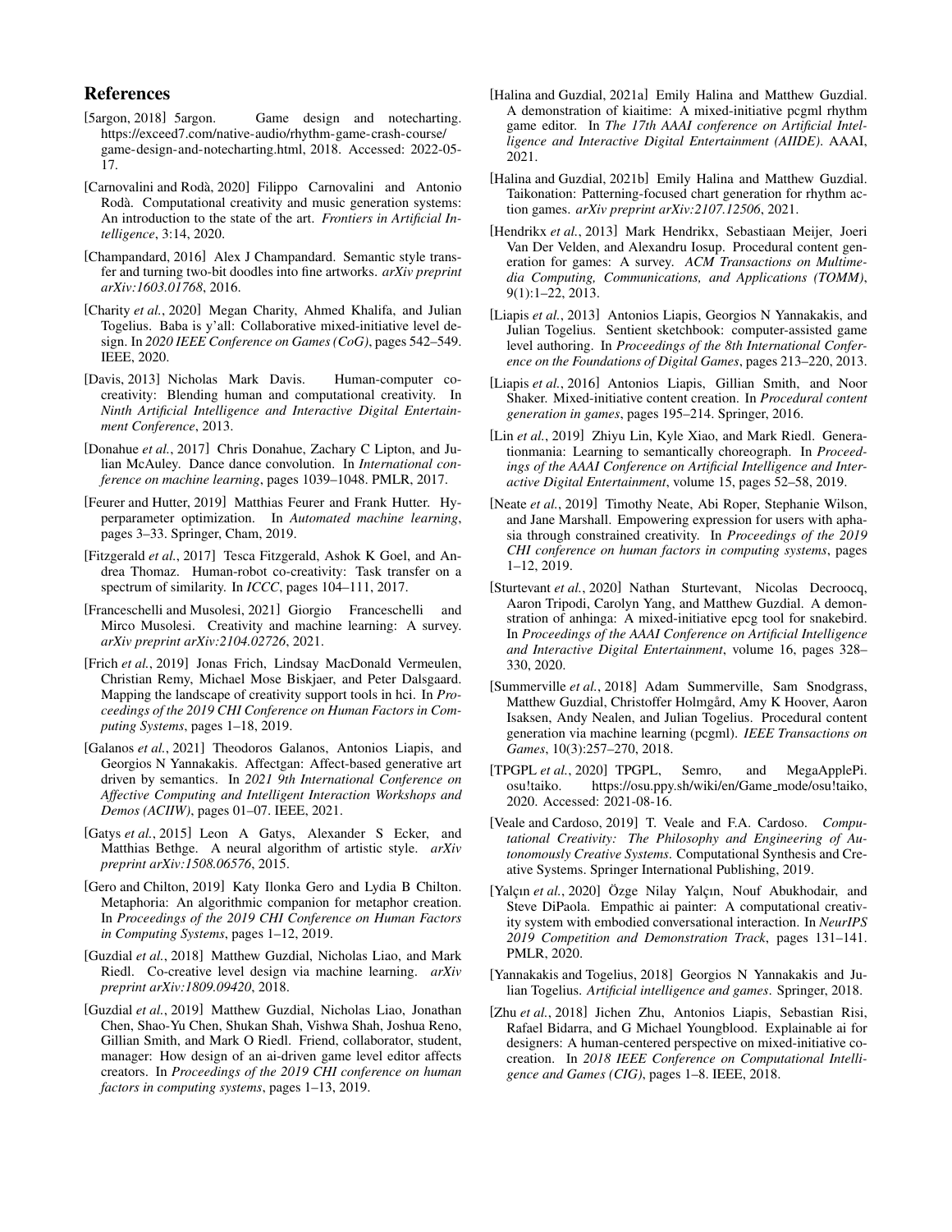## References

[5argon, 2018] 5argon. Game design and notecharting. https://exceed7.com/native-audio/rhythm-game-crash-course/game-design-and-notecharting.html, 2018. Accessed: 2022-05-17.

[Carnovalini and Rodà, 2020] Filippo Carnovalini and Antonio Rodà. Computational creativity and music generation systems: An introduction to the state of the art. *Frontiers in Artificial Intelligence*, 3:14, 2020.

[Champandard, 2016] Alex J Champandard. Semantic style transfer and turning two-bit doodles into fine artworks. *arXiv preprint arXiv:1603.01768*, 2016.

[Charity *et al.*, 2020] Megan Charity, Ahmed Khalifa, and Julian Togelius. Baba is y'all: Collaborative mixed-initiative level design. In *2020 IEEE Conference on Games (CoG)*, pages 542–549. IEEE, 2020.

[Davis, 2013] Nicholas Mark Davis. Human-computer co-creativity: Blending human and computational creativity. In *Ninth Artificial Intelligence and Interactive Digital Entertainment Conference*, 2013.

[Donahue *et al.*, 2017] Chris Donahue, Zachary C Lipton, and Julian McAuley. Dance dance convolution. In *International conference on machine learning*, pages 1039–1048. PMLR, 2017.

[Feurer and Hutter, 2019] Matthias Feurer and Frank Hutter. Hyperparameter optimization. In *Automated machine learning*, pages 3–33. Springer, Cham, 2019.

[Fitzgerald *et al.*, 2017] Tesca Fitzgerald, Ashok K Goel, and Andrea Thomaz. Human-robot co-creativity: Task transfer on a spectrum of similarity. In *ICCC*, pages 104–111, 2017.

[Franceschelli and Musolesi, 2021] Giorgio Franceschelli and Mirco Musolesi. Creativity and machine learning: A survey. *arXiv preprint arXiv:2104.02726*, 2021.

[Frich *et al.*, 2019] Jonas Frich, Lindsay MacDonald Vermeulen, Christian Remy, Michael Mose Biskjaer, and Peter Dalsgaard. Mapping the landscape of creativity support tools in hci. In *Proceedings of the 2019 CHI Conference on Human Factors in Computing Systems*, pages 1–18, 2019.

[Galanos *et al.*, 2021] Theodoros Galanos, Antonios Liapis, and Georgios N Yannakakis. Affectgan: Affect-based generative art driven by semantics. In *2021 9th International Conference on Affective Computing and Intelligent Interaction Workshops and Demos (ACIIW)*, pages 01–07. IEEE, 2021.

[Gatys *et al.*, 2015] Leon A Gatys, Alexander S Ecker, and Matthias Bethge. A neural algorithm of artistic style. *arXiv preprint arXiv:1508.06576*, 2015.

[Gero and Chilton, 2019] Katy Ilonka Gero and Lydia B Chilton. Metaphoria: An algorithmic companion for metaphor creation. In *Proceedings of the 2019 CHI Conference on Human Factors in Computing Systems*, pages 1–12, 2019.

[Guzdial *et al.*, 2018] Matthew Guzdial, Nicholas Liao, and Mark Riedl. Co-creative level design via machine learning. *arXiv preprint arXiv:1809.09420*, 2018.

[Guzdial *et al.*, 2019] Matthew Guzdial, Nicholas Liao, Jonathan Chen, Shao-Yu Chen, Shukan Shah, Vishwa Shah, Joshua Reno, Gillian Smith, and Mark O Riedl. Friend, collaborator, student, manager: How design of an ai-driven game level editor affects creators. In *Proceedings of the 2019 CHI conference on human factors in computing systems*, pages 1–13, 2019.

[Halina and Guzdial, 2021a] Emily Halina and Matthew Guzdial. A demonstration of kiaitime: A mixed-initiative pcgml rhythm game editor. In *The 17th AAAI conference on Artificial Intelligence and Interactive Digital Entertainment (AIIDE)*. AAAI, 2021.

[Halina and Guzdial, 2021b] Emily Halina and Matthew Guzdial. Taikonation: Patterning-focused chart generation for rhythm action games. *arXiv preprint arXiv:2107.12506*, 2021.

[Hendrikx *et al.*, 2013] Mark Hendrikx, Sebastiaan Meijer, Joeri Van Der Velden, and Alexandru Iosup. Procedural content generation for games: A survey. *ACM Transactions on Multimedia Computing, Communications, and Applications (TOMM)*, 9(1):1–22, 2013.

[Liapis *et al.*, 2013] Antonios Liapis, Georgios N Yannakakis, and Julian Togelius. Sentient sketchbook: computer-assisted game level authoring. In *Proceedings of the 8th International Conference on the Foundations of Digital Games*, pages 213–220, 2013.

[Liapis *et al.*, 2016] Antonios Liapis, Gillian Smith, and Noor Shaker. Mixed-initiative content creation. In *Procedural content generation in games*, pages 195–214. Springer, 2016.

[Lin *et al.*, 2019] Zhiyu Lin, Kyle Xiao, and Mark Riedl. Generationmania: Learning to semantically choreograph. In *Proceedings of the AAAI Conference on Artificial Intelligence and Interactive Digital Entertainment*, volume 15, pages 52–58, 2019.

[Neate *et al.*, 2019] Timothy Neate, Abi Roper, Stephanie Wilson, and Jane Marshall. Empowering expression for users with aphasia through constrained creativity. In *Proceedings of the 2019 CHI conference on human factors in computing systems*, pages 1–12, 2019.

[Sturtevant *et al.*, 2020] Nathan Sturtevant, Nicolas Decroocq, Aaron Tripodi, Carolyn Yang, and Matthew Guzdial. A demonstration of anhinga: A mixed-initiative epcg tool for snakebird. In *Proceedings of the AAAI Conference on Artificial Intelligence and Interactive Digital Entertainment*, volume 16, pages 328–330, 2020.

[Summerville *et al.*, 2018] Adam Summerville, Sam Snodgrass, Matthew Guzdial, Christoffer Holmgård, Amy K Hoover, Aaron Isaksen, Andy Nealen, and Julian Togelius. Procedural content generation via machine learning (pcgml). *IEEE Transactions on Games*, 10(3):257–270, 2018.

[TPGPL *et al.*, 2020] TPGPL, Semro, and MegaApplePi. osu!taiko. https://osu.ppy.sh/wiki/en/Game_mode/osu!taiko, 2020. Accessed: 2021-08-16.

[Veale and Cardoso, 2019] T. Veale and F.A. Cardoso. *Computational Creativity: The Philosophy and Engineering of Autonomously Creative Systems*. Computational Synthesis and Creative Systems. Springer International Publishing, 2019.

[Yalçın *et al.*, 2020] Özge Nilay Yalçın, Nouf Abukhodair, and Steve DiPaola. Empathic ai painter: A computational creativity system with embodied conversational interaction. In *NeurIPS 2019 Competition and Demonstration Track*, pages 131–141. PMLR, 2020.

[Yannakakis and Togelius, 2018] Georgios N Yannakakis and Julian Togelius. *Artificial intelligence and games*. Springer, 2018.

[Zhu *et al.*, 2018] Jichen Zhu, Antonios Liapis, Sebastian Risi, Rafael Bidarra, and G Michael Youngblood. Explainable ai for designers: A human-centered perspective on mixed-initiative co-creation. In *2018 IEEE Conference on Computational Intelligence and Games (CIG)*, pages 1–8. IEEE, 2018.